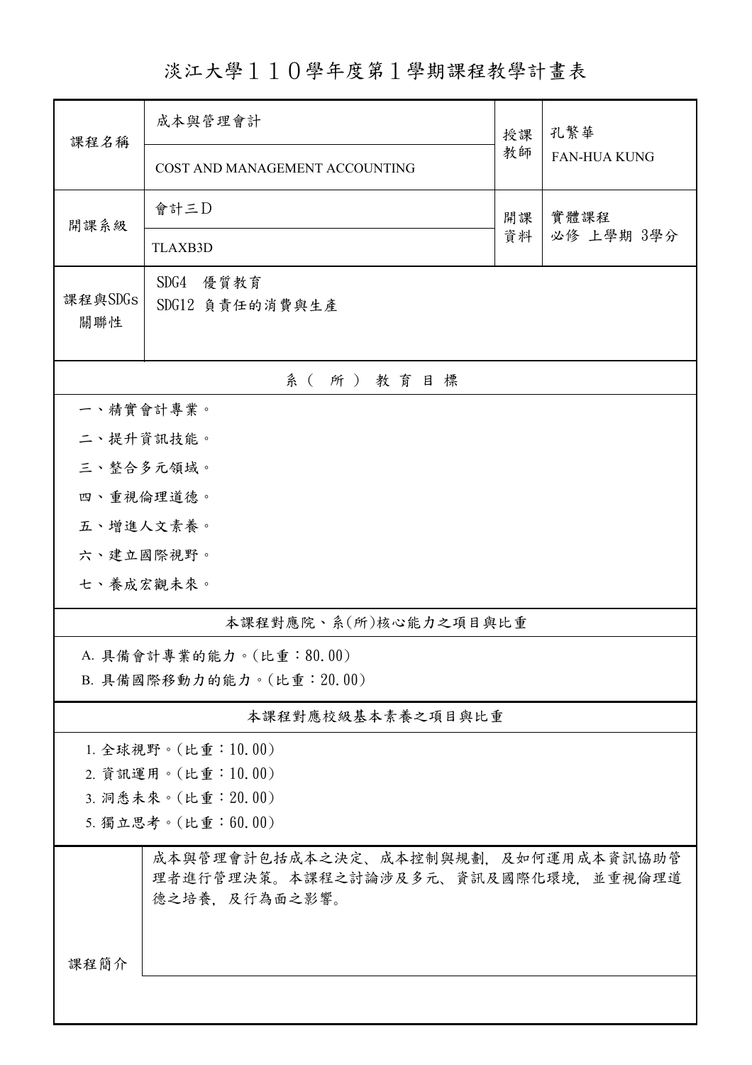# 淡江大學１１０學年度第１學期課程教學計畫表

| | | | |
|---|---|---|---|
| 課程名稱 | 成本與管理會計<br>COST AND MANAGEMENT ACCOUNTING | 授課教師 | 孔繁華<br>FAN-HUA KUNG |
| 開課系級 | 會計三Ｄ<br>TLAXB3D | 開課資料 | 實體課程<br>必修 上學期 3學分 |
| 課程與SDGs關聯性 | SDG4 優質教育<br>SDG12 負責任的消費與生產 | | |

## 系（所）教育目標

一、精實會計專業。

二、提升資訊技能。

三、整合多元領域。

四、重視倫理道德。

五、增進人文素養。

六、建立國際視野。

七、養成宏觀未來。

## 本課程對應院、系(所)核心能力之項目與比重

A. 具備會計專業的能力。(比重：80.00)

B. 具備國際移動力的能力。(比重：20.00)

## 本課程對應校級基本素養之項目與比重

1. 全球視野。(比重：10.00)
2. 資訊運用。(比重：10.00)
3. 洞悉未來。(比重：20.00)
5. 獨立思考。(比重：60.00)

## 課程簡介

成本與管理會計包括成本之決定、成本控制與規劃，及如何運用成本資訊協助管理者進行管理決策。本課程之討論涉及多元、資訊及國際化環境，並重視倫理道德之培養，及行為面之影響。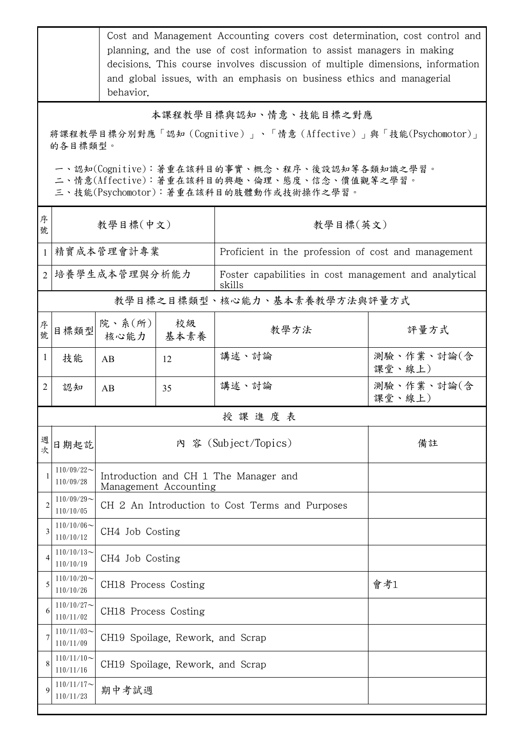| | Cost and Management Accounting covers cost determination, cost control and planning, and the use of cost information to assist managers in making decisions. This course involves discussion of multiple dimensions, information and global issues, with an emphasis on business ethics and managerial behavior. |
|---|---|

## 本課程教學目標與認知、情意、技能目標之對應

將課程教學目標分別對應「認知（Cognitive）」、「情意（Affective）」與「技能(Psychomotor)」的各目標類型。

一、認知(Cognitive)：著重在該科目的事實、概念、程序、後設認知等各類知識之學習。
二、情意(Affective)：著重在該科目的興趣、倫理、態度、信念、價值觀等之學習。
三、技能(Psychomotor)：著重在該科目的肢體動作或技術操作之學習。

| 序號 | 教學目標(中文) | 教學目標(英文) |
|---|---|---|
| 1 | 精實成本管理會計專業 | Proficient in the profession of cost and management |
| 2 | 培養學生成本管理與分析能力 | Foster capabilities in cost management and analytical skills |

## 教學目標之目標類型、核心能力、基本素養教學方法與評量方式

| 序號 | 目標類型 | 院、系(所)核心能力 | 校級基本素養 | 教學方法 | 評量方式 |
|---|---|---|---|---|---|
| 1 | 技能 | AB | 12 | 講述、討論 | 測驗、作業、討論(含課堂、線上) |
| 2 | 認知 | AB | 35 | 講述、討論 | 測驗、作業、討論(含課堂、線上) |

## 授課進度表

| 週次 | 日期起訖 | 內 容 (Subject/Topics) | 備註 |
|---|---|---|---|
| 1 | 110/09/22～110/09/28 | Introduction and CH 1 The Manager and Management Accounting | |
| 2 | 110/09/29～110/10/05 | CH 2 An Introduction to Cost Terms and Purposes | |
| 3 | 110/10/06～110/10/12 | CH4 Job Costing | |
| 4 | 110/10/13～110/10/19 | CH4 Job Costing | |
| 5 | 110/10/20～110/10/26 | CH18 Process Costing | 會考1 |
| 6 | 110/10/27～110/11/02 | CH18 Process Costing | |
| 7 | 110/11/03～110/11/09 | CH19 Spoilage, Rework, and Scrap | |
| 8 | 110/11/10～110/11/16 | CH19 Spoilage, Rework, and Scrap | |
| 9 | 110/11/17～110/11/23 | 期中考試週 | |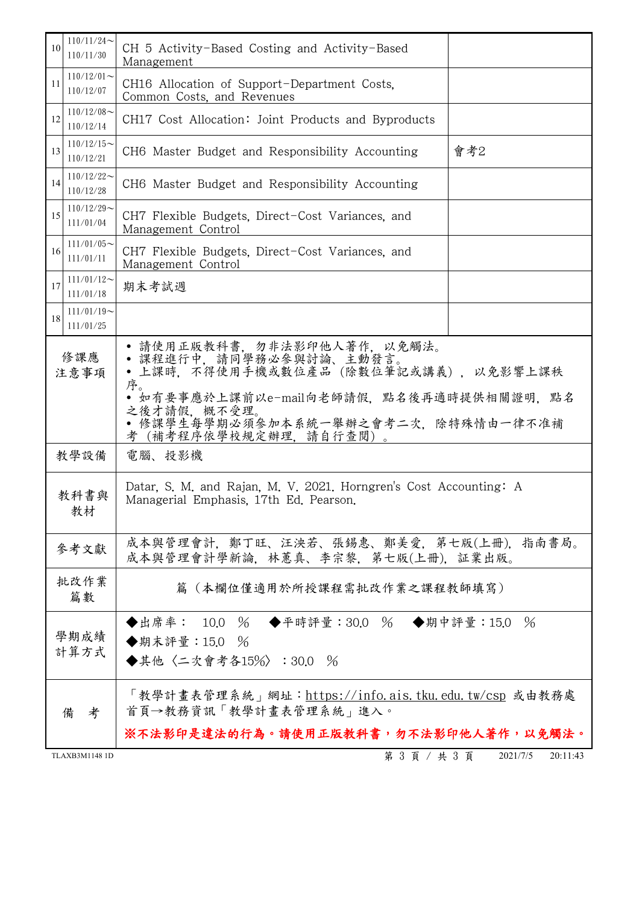| | | | |
|---|---|---|---|
| 10 | 110/11/24～110/11/30 | CH 5 Activity-Based Costing and Activity-Based Management | |
| 11 | 110/12/01～110/12/07 | CH16 Allocation of Support-Department Costs, Common Costs, and Revenues | |
| 12 | 110/12/08～110/12/14 | CH17 Cost Allocation: Joint Products and Byproducts | |
| 13 | 110/12/15～110/12/21 | CH6 Master Budget and Responsibility Accounting | 會考2 |
| 14 | 110/12/22～110/12/28 | CH6 Master Budget and Responsibility Accounting | |
| 15 | 110/12/29～111/01/04 | CH7 Flexible Budgets, Direct-Cost Variances, and Management Control | |
| 16 | 111/01/05～111/01/11 | CH7 Flexible Budgets, Direct-Cost Variances, and Management Control | |
| 17 | 111/01/12～111/01/18 | 期末考試週 | |
| 18 | 111/01/19～111/01/25 | | |

| | |
|---|---|
| 修課應注意事項 | • 請使用正版教科書，勿非法影印他人著作，以免觸法。<br>• 課程進行中，請同學務必參與討論、主動發言。<br>• 上課時，不得使用手機或數位產品（除數位筆記或講義），以免影響上課秩序。<br>• 如有要事應於上課前以e-mail向老師請假，點名後再適時提供相關證明，點名之後才請假，概不受理。<br>• 修課學生每學期必須參加本系統一舉辦之會考二次，除特殊情由一律不准補考（補考程序依學校規定辦理，請自行查閱）。 |
| 教學設備 | 電腦、投影機 |
| 教科書與教材 | Datar, S. M. and Rajan, M. V. 2021. Horngren's Cost Accounting: A Managerial Emphasis, 17th Ed. Pearson. |
| 參考文獻 | 成本與管理會計，鄭丁旺、汪泱若、張錫惠、鄭美愛，第七版(上冊)，指南書局。<br>成本與管理會計學新論，林蕙真、李宗黎，第七版(上冊)，証業出版。 |
| 批改作業篇數 | 篇（本欄位僅適用於所授課程需批改作業之課程教師填寫） |
| 學期成績計算方式 | ◆出席率： 10.0 ％ ◆平時評量：30.0 ％ ◆期中評量：15.0 ％<br>◆期末評量：15.0 ％<br>◆其他〈二次會考各15%〉：30.0 ％ |
| 備考 | 「教學計畫表管理系統」網址：https://info.ais.tku.edu.tw/csp 或由教務處首頁→教務資訊「教學計畫表管理系統」進入。<br>**※不法影印是違法的行為。請使用正版教科書，勿不法影印他人著作，以免觸法。** |

TLAXB3M1148 1D　　2021/7/5 20:11:43